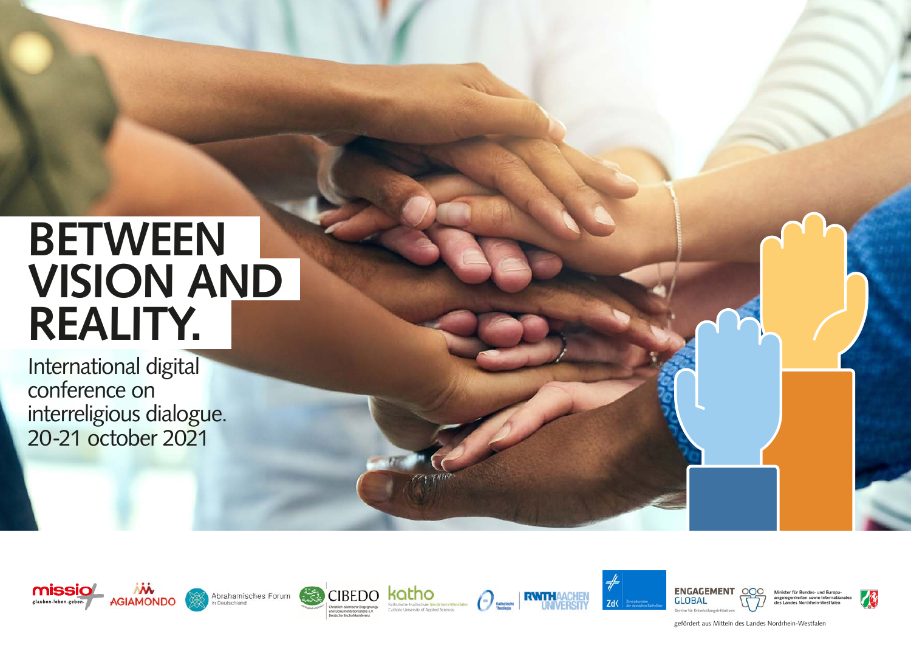# BETWEEN VISION AND REALITY.

International digital conference on interreligious dialogue.
20-21 october 2021

missio glauben.leben.geben.

AGIAMONDO

Abrahamisches Forum in Deutschland

CIBEDO Christlich-Islamische Begegnungs- und Dokumentationsstelle e.V. Deutsche Bischofskonferenz

katho Katholische Hochschule Nordrhein-Westfalen Catholic University of Applied Sciences

Katholische Theologie

RWTH AACHEN UNIVERSITY

ZdK Zentralkomitee der deutschen Katholiken

ENGAGEMENT GLOBAL Service für Entwicklungsinitiativen

Minister für Bundes- und Europaangelegenheiten sowie Internationales des Landes Nordrhein-Westfalen

gefördert aus Mitteln des Landes Nordrhein-Westfalen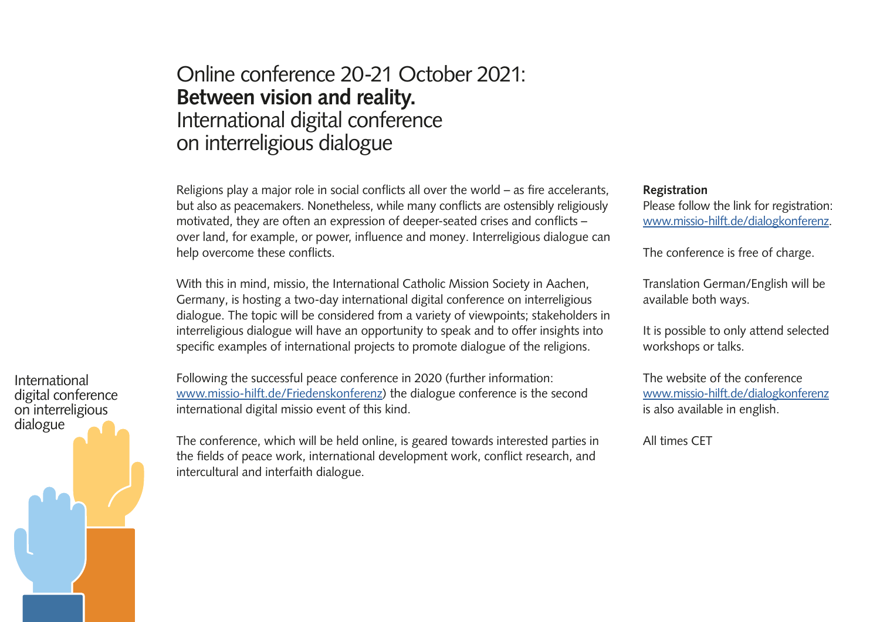# Online conference 20-21 October 2021: **Between vision and reality.** International digital conference on interreligious dialogue

Religions play a major role in social conflicts all over the world – as fire accelerants, but also as peacemakers. Nonetheless, while many conflicts are ostensibly religiously motivated, they are often an expression of deeper-seated crises and conflicts – over land, for example, or power, influence and money. Interreligious dialogue can help overcome these conflicts.

With this in mind, missio, the International Catholic Mission Society in Aachen, Germany, is hosting a two-day international digital conference on interreligious dialogue. The topic will be considered from a variety of viewpoints; stakeholders in interreligious dialogue will have an opportunity to speak and to offer insights into specific examples of international projects to promote dialogue of the religions.

Following the successful peace conference in 2020 (further information: www.missio-hilft.de/Friedenskonferenz) the dialogue conference is the second international digital missio event of this kind.

The conference, which will be held online, is geared towards interested parties in the fields of peace work, international development work, conflict research, and intercultural and interfaith dialogue.

**Registration**
Please follow the link for registration: www.missio-hilft.de/dialogkonferenz.

The conference is free of charge.

Translation German/English will be available both ways.

It is possible to only attend selected workshops or talks.

The website of the conference www.missio-hilft.de/dialogkonferenz is also available in english.

All times CET

International digital conference on interreligious dialogue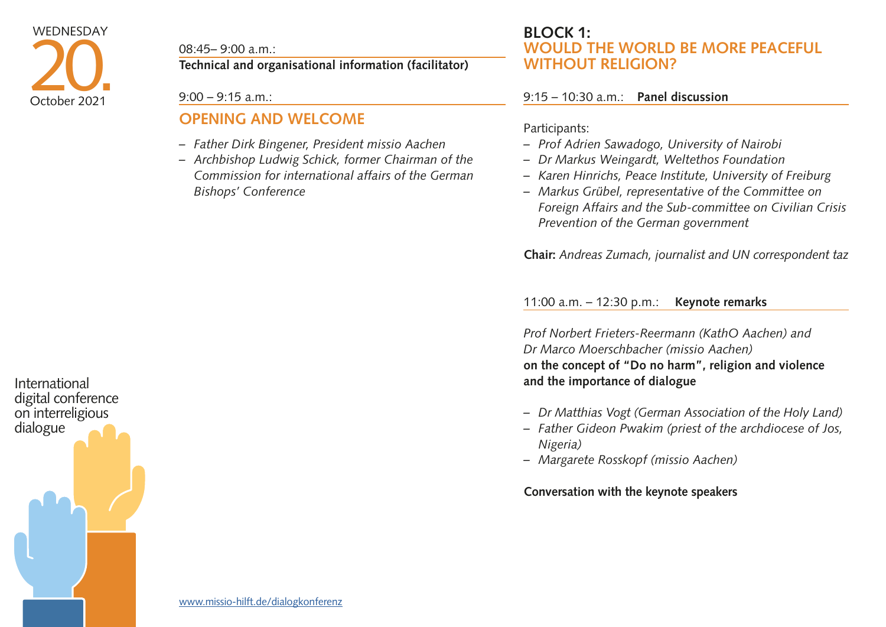WEDNESDAY

# 20.

October 2021

08:45– 9:00 a.m.:
**Technical and organisational information (facilitator)**

9:00 – 9:15 a.m.:

## OPENING AND WELCOME

- *Father Dirk Bingener, President missio Aachen*
- *Archbishop Ludwig Schick, former Chairman of the Commission for international affairs of the German Bishops' Conference*

## BLOCK 1: WOULD THE WORLD BE MORE PEACEFUL WITHOUT RELIGION?

9:15 – 10:30 a.m.: **Panel discussion**

Participants:

- *Prof Adrien Sawadogo, University of Nairobi*
- *Dr Markus Weingardt, Weltethos Foundation*
- *Karen Hinrichs, Peace Institute, University of Freiburg*
- *Markus Grübel, representative of the Committee on Foreign Affairs and the Sub-committee on Civilian Crisis Prevention of the German government*

**Chair:** *Andreas Zumach, journalist and UN correspondent taz*

11:00 a.m. – 12:30 p.m.: **Keynote remarks**

*Prof Norbert Frieters-Reermann (KathO Aachen) and Dr Marco Moerschbacher (missio Aachen)*
**on the concept of "Do no harm", religion and violence and the importance of dialogue**

- *Dr Matthias Vogt (German Association of the Holy Land)*
- *Father Gideon Pwakim (priest of the archdiocese of Jos, Nigeria)*
- *Margarete Rosskopf (missio Aachen)*

**Conversation with the keynote speakers**

International digital conference on interreligious dialogue

www.missio-hilft.de/dialogkonferenz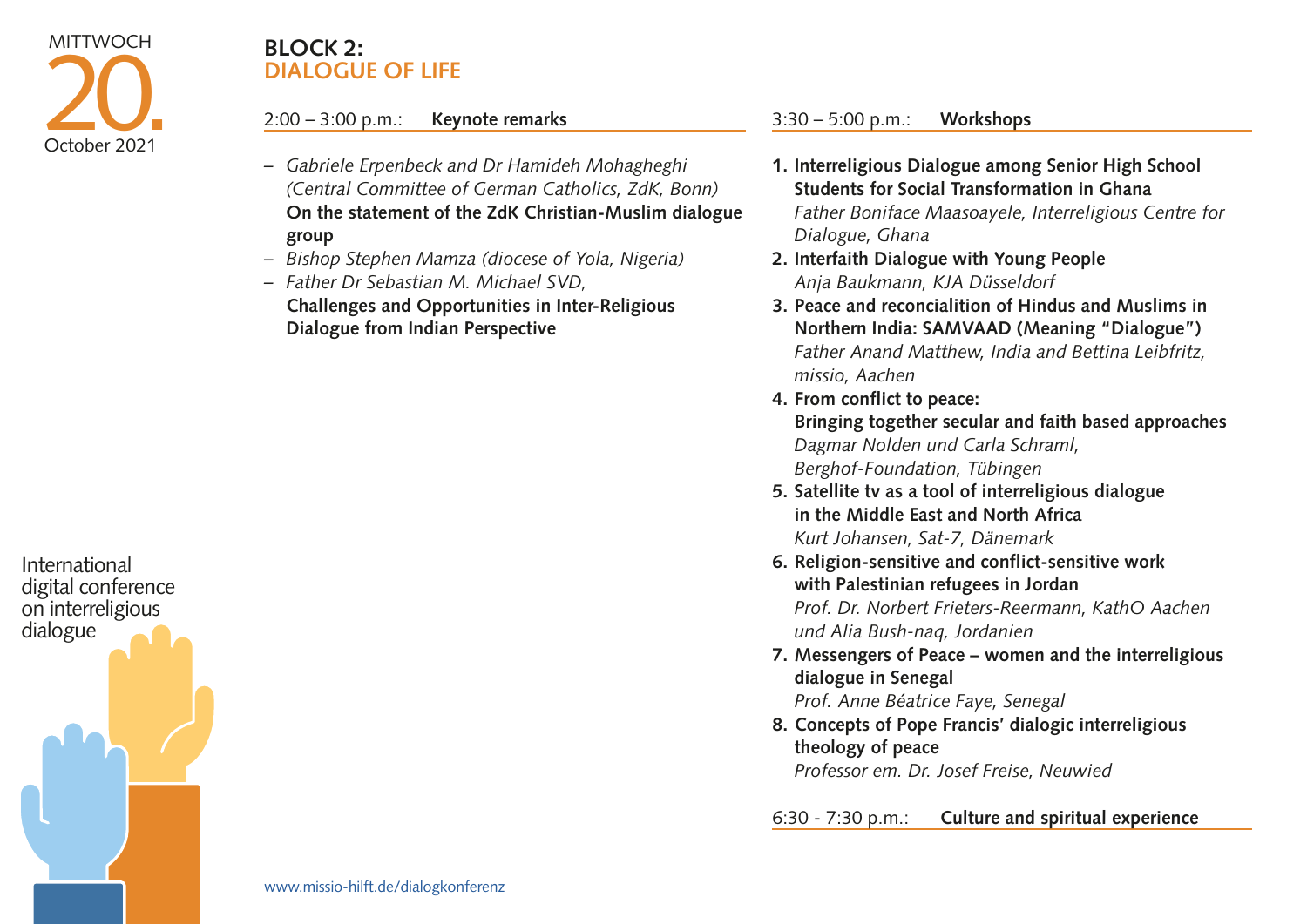MITTWOCH

20.

October 2021

# BLOCK 2: DIALOGUE OF LIFE

2:00 – 3:00 p.m.: **Keynote remarks**

- *Gabriele Erpenbeck and Dr Hamideh Mohagheghi (Central Committee of German Catholics, ZdK, Bonn)*
  **On the statement of the ZdK Christian-Muslim dialogue group**
- *Bishop Stephen Mamza (diocese of Yola, Nigeria)*
- *Father Dr Sebastian M. Michael SVD,*
  **Challenges and Opportunities in Inter-Religious Dialogue from Indian Perspective**

3:30 – 5:00 p.m.: **Workshops**

1. **Interreligious Dialogue among Senior High School Students for Social Transformation in Ghana**
   *Father Boniface Maasoayele, Interreligious Centre for Dialogue, Ghana*
2. **Interfaith Dialogue with Young People**
   *Anja Baukmann, KJA Düsseldorf*
3. **Peace and reconcialition of Hindus and Muslims in Northern India: SAMVAAD (Meaning "Dialogue")**
   *Father Anand Matthew, India and Bettina Leibfritz, missio, Aachen*
4. **From conflict to peace: Bringing together secular and faith based approaches**
   *Dagmar Nolden und Carla Schraml, Berghof-Foundation, Tübingen*
5. **Satellite tv as a tool of interreligious dialogue in the Middle East and North Africa**
   *Kurt Johansen, Sat-7, Dänemark*
6. **Religion-sensitive and conflict-sensitive work with Palestinian refugees in Jordan**
   *Prof. Dr. Norbert Frieters-Reermann, KathO Aachen und Alia Bush-naq, Jordanien*
7. **Messengers of Peace – women and the interreligious dialogue in Senegal**
   *Prof. Anne Béatrice Faye, Senegal*
8. **Concepts of Pope Francis' dialogic interreligious theology of peace**
   *Professor em. Dr. Josef Freise, Neuwied*

6:30 - 7:30 p.m.: **Culture and spiritual experience**

International digital conference on interreligious dialogue

www.missio-hilft.de/dialogkonferenz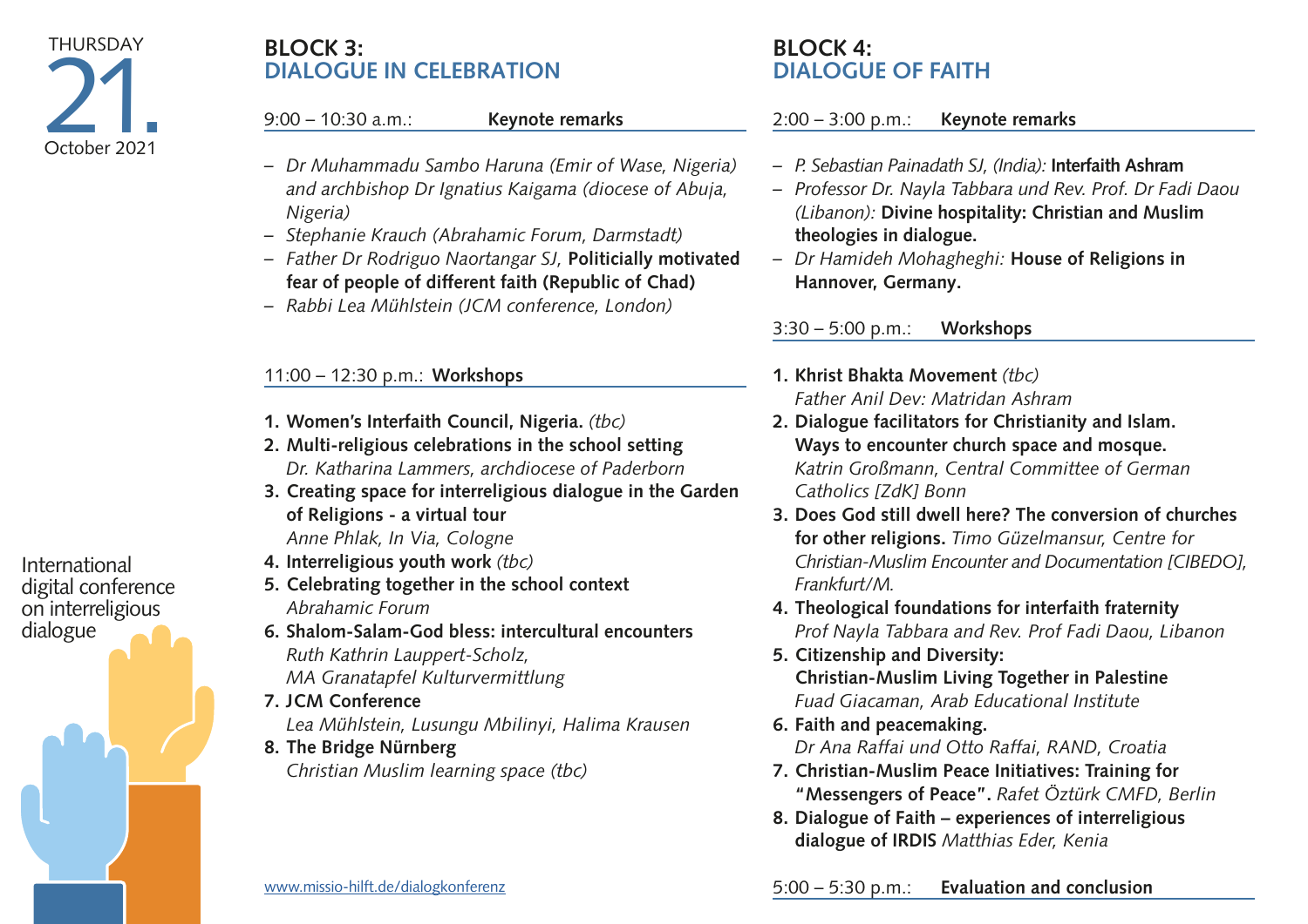THURSDAY

21.

October 2021

International digital conference on interreligious dialogue

## BLOCK 3: DIALOGUE IN CELEBRATION

9:00 – 10:30 a.m.: **Keynote remarks**

- *Dr Muhammadu Sambo Haruna (Emir of Wase, Nigeria) and archbishop Dr Ignatius Kaigama (diocese of Abuja, Nigeria)*
- *Stephanie Krauch (Abrahamic Forum, Darmstadt)*
- *Father Dr Rodriguo Naortangar SJ,* **Politicially motivated fear of people of different faith (Republic of Chad)**
- *Rabbi Lea Mühlstein (JCM conference, London)*

11:00 – 12:30 p.m.: **Workshops**

1. **Women's Interfaith Council, Nigeria.** *(tbc)*
2. **Multi-religious celebrations in the school setting**
   *Dr. Katharina Lammers, archdiocese of Paderborn*
3. **Creating space for interreligious dialogue in the Garden of Religions - a virtual tour**
   *Anne Phlak, In Via, Cologne*
4. **Interreligious youth work** *(tbc)*
5. **Celebrating together in the school context**
   *Abrahamic Forum*
6. **Shalom-Salam-God bless: intercultural encounters**
   *Ruth Kathrin Lauppert-Scholz, MA Granatapfel Kulturvermittlung*
7. **JCM Conference**
   *Lea Mühlstein, Lusungu Mbilinyi, Halima Krausen*
8. **The Bridge Nürnberg**
   *Christian Muslim learning space (tbc)*

www.missio-hilft.de/dialogkonferenz

## BLOCK 4: DIALOGUE OF FAITH

2:00 – 3:00 p.m.: **Keynote remarks**

- *P. Sebastian Painadath SJ, (India):* **Interfaith Ashram**
- *Professor Dr. Nayla Tabbara und Rev. Prof. Dr Fadi Daou (Libanon):* **Divine hospitality: Christian and Muslim theologies in dialogue.**
- *Dr Hamideh Mohagheghi:* **House of Religions in Hannover, Germany.**

3:30 – 5:00 p.m.: **Workshops**

1. **Khrist Bhakta Movement** *(tbc)*
   *Father Anil Dev: Matridan Ashram*
2. **Dialogue facilitators for Christianity and Islam. Ways to encounter church space and mosque.**
   *Katrin Großmann, Central Committee of German Catholics [ZdK] Bonn*
3. **Does God still dwell here? The conversion of churches for other religions.** *Timo Güzelmansur, Centre for Christian-Muslim Encounter and Documentation [CIBEDO], Frankfurt/M.*
4. **Theological foundations for interfaith fraternity**
   *Prof Nayla Tabbara and Rev. Prof Fadi Daou, Libanon*
5. **Citizenship and Diversity: Christian-Muslim Living Together in Palestine**
   *Fuad Giacaman, Arab Educational Institute*
6. **Faith and peacemaking.**
   *Dr Ana Raffai und Otto Raffai, RAND, Croatia*
7. **Christian-Muslim Peace Initiatives: Training for "Messengers of Peace".** *Rafet Öztürk CMFD, Berlin*
8. **Dialogue of Faith – experiences of interreligious dialogue of IRDIS** *Matthias Eder, Kenia*

5:00 – 5:30 p.m.: **Evaluation and conclusion**